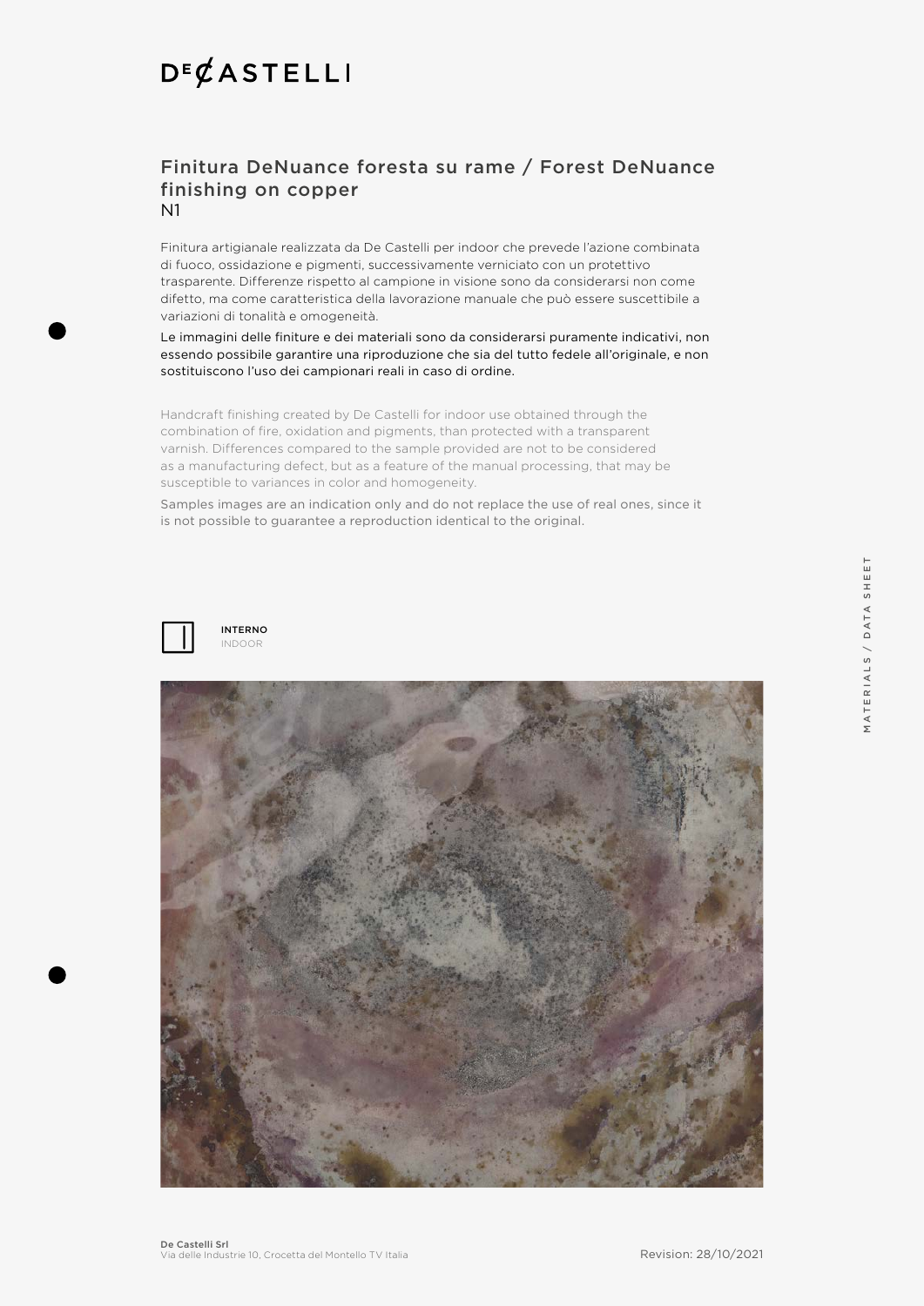DeCASTELLI

# Finitura DeNuance foresta su rame / Forest DeNuance finishing on copper

N1

Finitura artigianale realizzata da De Castelli per indoor che prevede l'azione combinata di fuoco, ossidazione e pigmenti, successivamente verniciato con un protettivo trasparente. Differenze rispetto al campione in visione sono da considerarsi non come difetto, ma come caratteristica della lavorazione manuale che può essere suscettibile a variazioni di tonalità e omogeneità.

Le immagini delle finiture e dei materiali sono da considerarsi puramente indicativi, non essendo possibile garantire una riproduzione che sia del tutto fedele all'originale, e non sostituiscono l'uso dei campionari reali in caso di ordine.

Handcraft finishing created by De Castelli for indoor use obtained through the combination of fire, oxidation and pigments, than protected with a transparent varnish. Differences compared to the sample provided are not to be considered as a manufacturing defect, but as a feature of the manual processing, that may be susceptible to variances in color and homogeneity.

Samples images are an indication only and do not replace the use of real ones, since it is not possible to guarantee a reproduction identical to the original.

MATERIALS / DATA SHEET

**INTERNO**
INDOOR

**De Castelli Srl**
Via delle Industrie 10, Crocetta del Montello TV Italia

Revision: 28/10/2021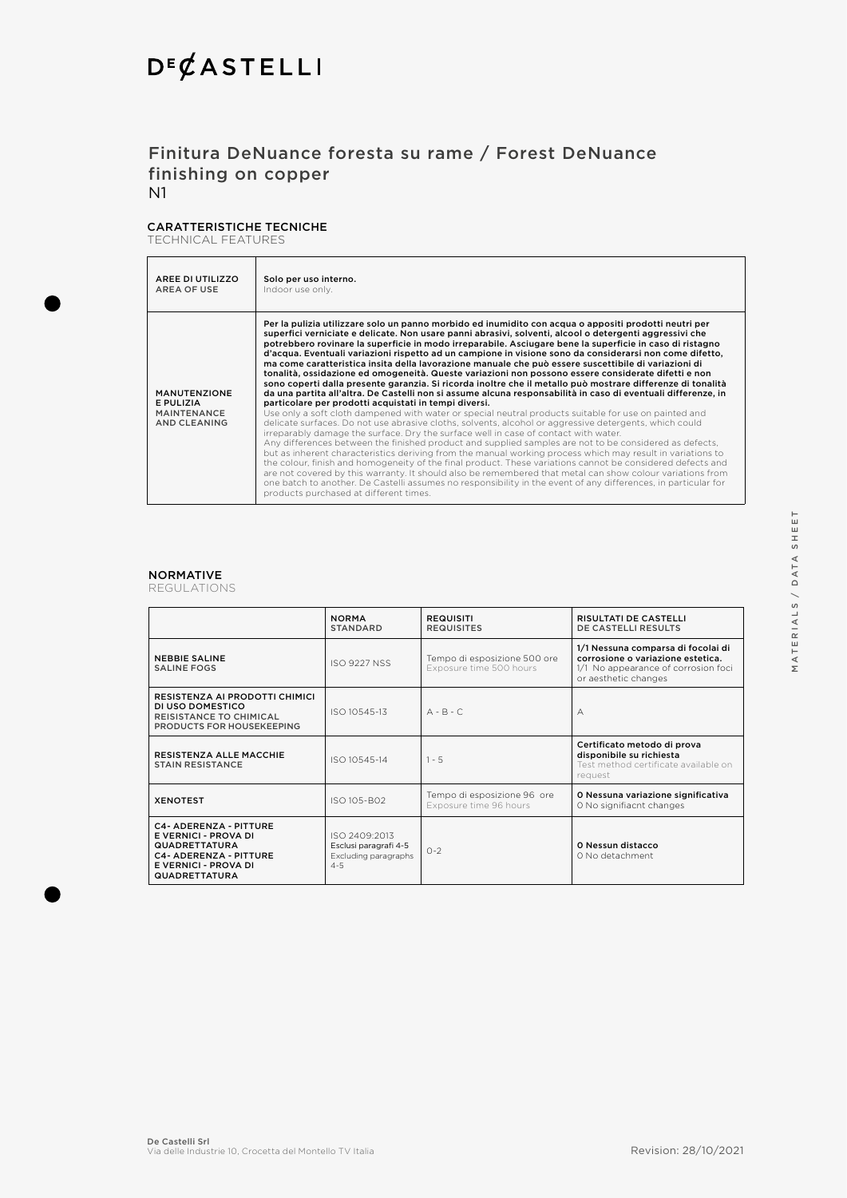# DeCASTELLI

## Finitura DeNuance foresta su rame / Forest DeNuance finishing on copper
N1

### CARATTERISTICHE TECNICHE
TECHNICAL FEATURES

| | |
|---|---|
| **AREE DI UTILIZZO**<br>AREA OF USE | **Solo per uso interno.**<br>Indoor use only. |
| **MANUTENZIONE E PULIZIA**<br>**MAINTENANCE AND CLEANING** | **Per la pulizia utilizzare solo un panno morbido ed inumidito con acqua o appositi prodotti neutri per superfici verniciate e delicate. Non usare panni abrasivi, solventi, alcool o detergenti aggressivi che potrebbero rovinare la superficie in modo irreparabile. Asciugare bene la superficie in caso di ristagno d'acqua. Eventuali variazioni rispetto ad un campione in visione sono da considerarsi non come difetto, ma come caratteristica insita della lavorazione manuale che può essere suscettibile di variazioni di tonalità, ossidazione ed omogeneità. Queste variazioni non possono essere considerate difetti e non sono coperti dalla presente garanzia. Si ricorda inoltre che il metallo può mostrare differenze di tonalità da una partita all'altra. De Castelli non si assume alcuna responsabilità in caso di eventuali differenze, in particolare per prodotti acquistati in tempi diversi.**<br>Use only a soft cloth dampened with water or special neutral products suitable for use on painted and delicate surfaces. Do not use abrasive cloths, solvents, alcohol or aggressive detergents, which could irreparably damage the surface. Dry the surface well in case of contact with water.<br>Any differences between the finished product and supplied samples are not to be considered as defects, but as inherent characteristics deriving from the manual working process which may result in variations to the colour, finish and homogeneity of the final product. These variations cannot be considered defects and are not covered by this warranty. It should also be remembered that metal can show colour variations from one batch to another. De Castelli assumes no responsibility in the event of any differences, in particular for products purchased at different times. |

### NORMATIVE
REGULATIONS

| | **NORMA**<br>STANDARD | **REQUISITI**<br>REQUISITES | **RISULTATI DE CASTELLI**<br>DE CASTELLI RESULTS |
|---|---|---|---|
| **NEBBIE SALINE**<br>SALINE FOGS | ISO 9227 NSS | Tempo di esposizione 500 ore<br>Exposure time 500 hours | **1/1 Nessuna comparsa di focolai di corrosione o variazione estetica.**<br>1/1 No appearance of corrosion foci or aesthetic changes |
| **RESISTENZA AI PRODOTTI CHIMICI DI USO DOMESTICO**<br>REISISTANCE TO CHIMICAL PRODUCTS FOR HOUSEKEEPING | ISO 10545-13 | A - B - C | A |
| **RESISTENZA ALLE MACCHIE**<br>STAIN RESISTANCE | ISO 10545-14 | 1 - 5 | **Certificato metodo di prova disponibile su richiesta**<br>Test method certificate available on request |
| **XENOTEST** | ISO 105-B02 | Tempo di esposizione 96 ore<br>Exposure time 96 hours | **0 Nessuna variazione significativa**<br>0 No signifiacnt changes |
| **C4- ADERENZA - PITTURE E VERNICI - PROVA DI QUADRETTATURA**<br>**C4- ADERENZA - PITTURE E VERNICI - PROVA DI QUADRETTATURA** | ISO 2409:2013<br>Esclusi paragrafi 4-5<br>Excluding paragraphs 4-5 | 0-2 | **0 Nessun distacco**<br>0 No detachment |

MATERIALS / DATA SHEET

**De Castelli Srl**
Via delle Industrie 10, Crocetta del Montello TV Italia

Revision: 28/10/2021